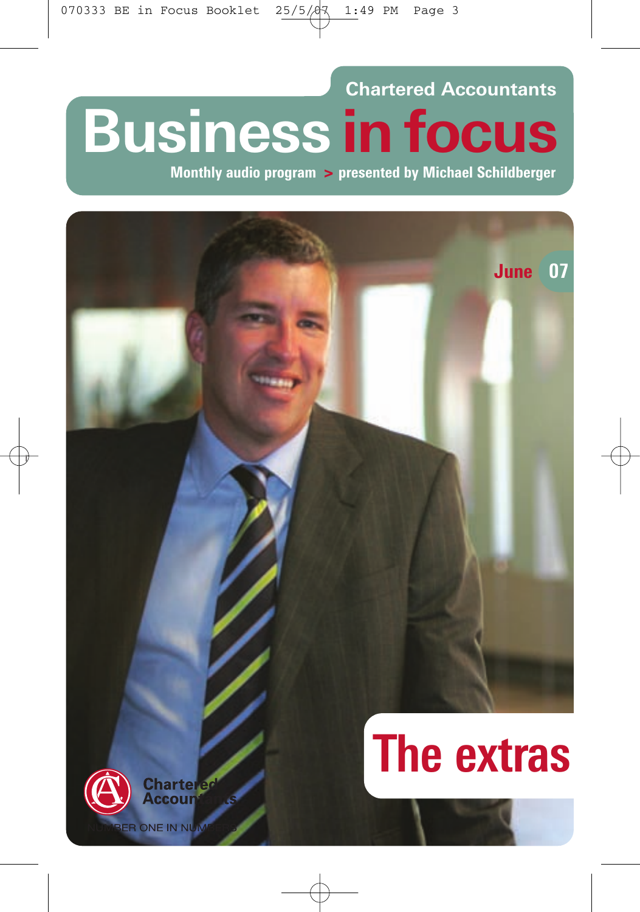Chartered Accountants

# Business in focus

**Monthly audio program > presented by Michael Schildberger**

June 07

## The extras

Chartered Accountants

NUMBER ONE IN NUMBERS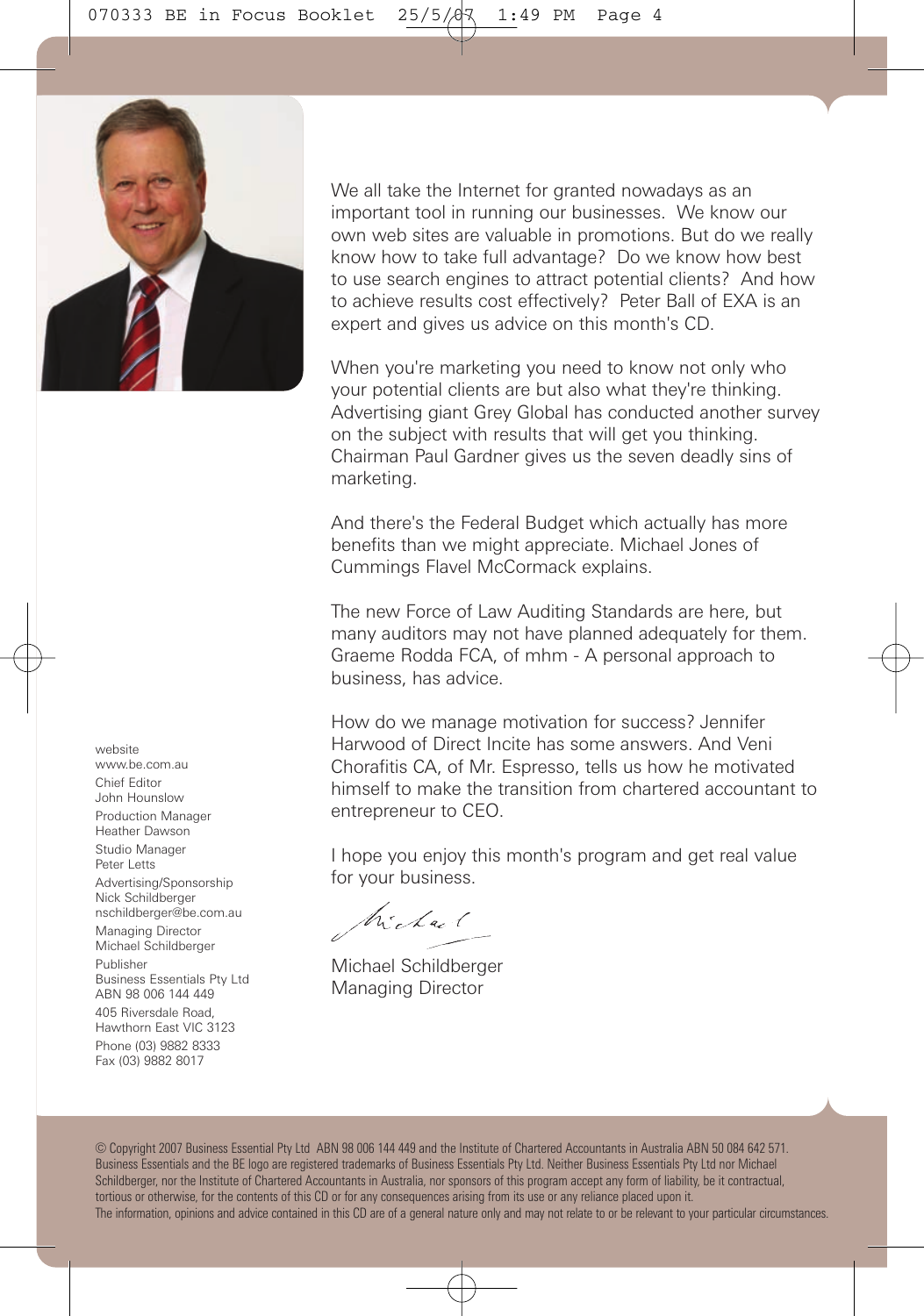We all take the Internet for granted nowadays as an important tool in running our businesses. We know our own web sites are valuable in promotions. But do we really know how to take full advantage? Do we know how best to use search engines to attract potential clients? And how to achieve results cost effectively? Peter Ball of EXA is an expert and gives us advice on this month's CD.

When you're marketing you need to know not only who your potential clients are but also what they're thinking. Advertising giant Grey Global has conducted another survey on the subject with results that will get you thinking. Chairman Paul Gardner gives us the seven deadly sins of marketing.

And there's the Federal Budget which actually has more benefits than we might appreciate. Michael Jones of Cummings Flavel McCormack explains.

The new Force of Law Auditing Standards are here, but many auditors may not have planned adequately for them. Graeme Rodda FCA, of mhm - A personal approach to business, has advice.

How do we manage motivation for success? Jennifer Harwood of Direct Incite has some answers. And Veni Chorafitis CA, of Mr. Espresso, tells us how he motivated himself to make the transition from chartered accountant to entrepreneur to CEO.

I hope you enjoy this month's program and get real value for your business.

Michael

Michael Schildberger
Managing Director

website
www.be.com.au

Chief Editor
John Hounslow

Production Manager
Heather Dawson

Studio Manager
Peter Letts

Advertising/Sponsorship
Nick Schildberger
nschildberger@be.com.au

Managing Director
Michael Schildberger

Publisher
Business Essentials Pty Ltd
ABN 98 006 144 449

405 Riversdale Road,
Hawthorn East VIC 3123

Phone (03) 9882 8333
Fax (03) 9882 8017

© Copyright 2007 Business Essential Pty Ltd ABN 98 006 144 449 and the Institute of Chartered Accountants in Australia ABN 50 084 642 571. Business Essentials and the BE logo are registered trademarks of Business Essentials Pty Ltd. Neither Business Essentials Pty Ltd nor Michael Schildberger, nor the Institute of Chartered Accountants in Australia, nor sponsors of this program accept any form of liability, be it contractual, tortious or otherwise, for the contents of this CD or for any consequences arising from its use or any reliance placed upon it.
The information, opinions and advice contained in this CD are of a general nature only and may not relate to or be relevant to your particular circumstances.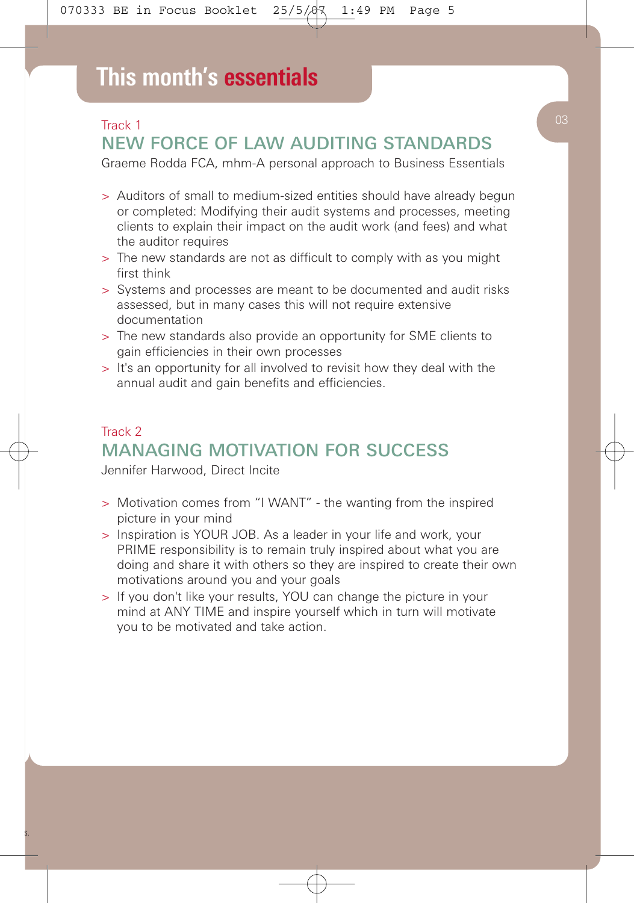# This month's essentials

## Track 1

### NEW FORCE OF LAW AUDITING STANDARDS

Graeme Rodda FCA, mhm-A personal approach to Business Essentials

- Auditors of small to medium-sized entities should have already begun or completed: Modifying their audit systems and processes, meeting clients to explain their impact on the audit work (and fees) and what the auditor requires
- The new standards are not as difficult to comply with as you might first think
- Systems and processes are meant to be documented and audit risks assessed, but in many cases this will not require extensive documentation
- The new standards also provide an opportunity for SME clients to gain efficiencies in their own processes
- It's an opportunity for all involved to revisit how they deal with the annual audit and gain benefits and efficiencies.

## Track 2

### MANAGING MOTIVATION FOR SUCCESS

Jennifer Harwood, Direct Incite

- Motivation comes from "I WANT" - the wanting from the inspired picture in your mind
- Inspiration is YOUR JOB. As a leader in your life and work, your PRIME responsibility is to remain truly inspired about what you are doing and share it with others so they are inspired to create their own motivations around you and your goals
- If you don't like your results, YOU can change the picture in your mind at ANY TIME and inspire yourself which in turn will motivate you to be motivated and take action.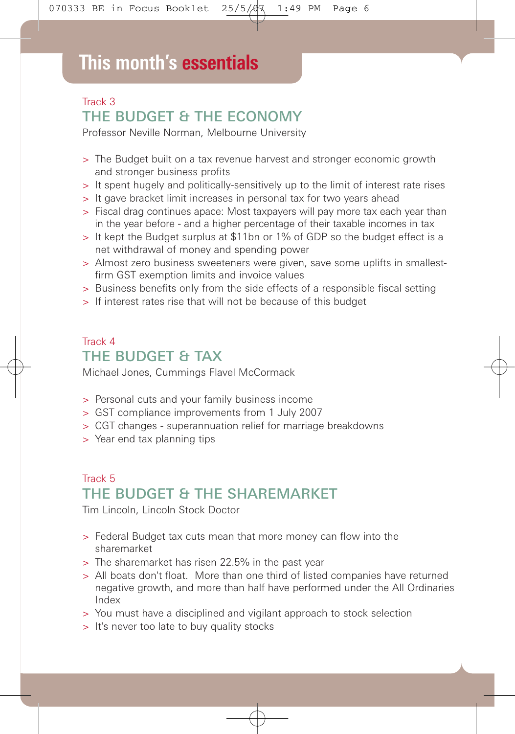# This month's essentials

Track 3

## THE BUDGET & THE ECONOMY

Professor Neville Norman, Melbourne University

- The Budget built on a tax revenue harvest and stronger economic growth and stronger business profits
- It spent hugely and politically-sensitively up to the limit of interest rate rises
- It gave bracket limit increases in personal tax for two years ahead
- Fiscal drag continues apace: Most taxpayers will pay more tax each year than in the year before - and a higher percentage of their taxable incomes in tax
- It kept the Budget surplus at $11bn or 1% of GDP so the budget effect is a net withdrawal of money and spending power
- Almost zero business sweeteners were given, save some uplifts in smallest-firm GST exemption limits and invoice values
- Business benefits only from the side effects of a responsible fiscal setting
- If interest rates rise that will not be because of this budget

Track 4

## THE BUDGET & TAX

Michael Jones, Cummings Flavel McCormack

- Personal cuts and your family business income
- GST compliance improvements from 1 July 2007
- CGT changes - superannuation relief for marriage breakdowns
- Year end tax planning tips

Track 5

## THE BUDGET & THE SHAREMARKET

Tim Lincoln, Lincoln Stock Doctor

- Federal Budget tax cuts mean that more money can flow into the sharemarket
- The sharemarket has risen 22.5% in the past year
- All boats don't float. More than one third of listed companies have returned negative growth, and more than half have performed under the All Ordinaries Index
- You must have a disciplined and vigilant approach to stock selection
- It's never too late to buy quality stocks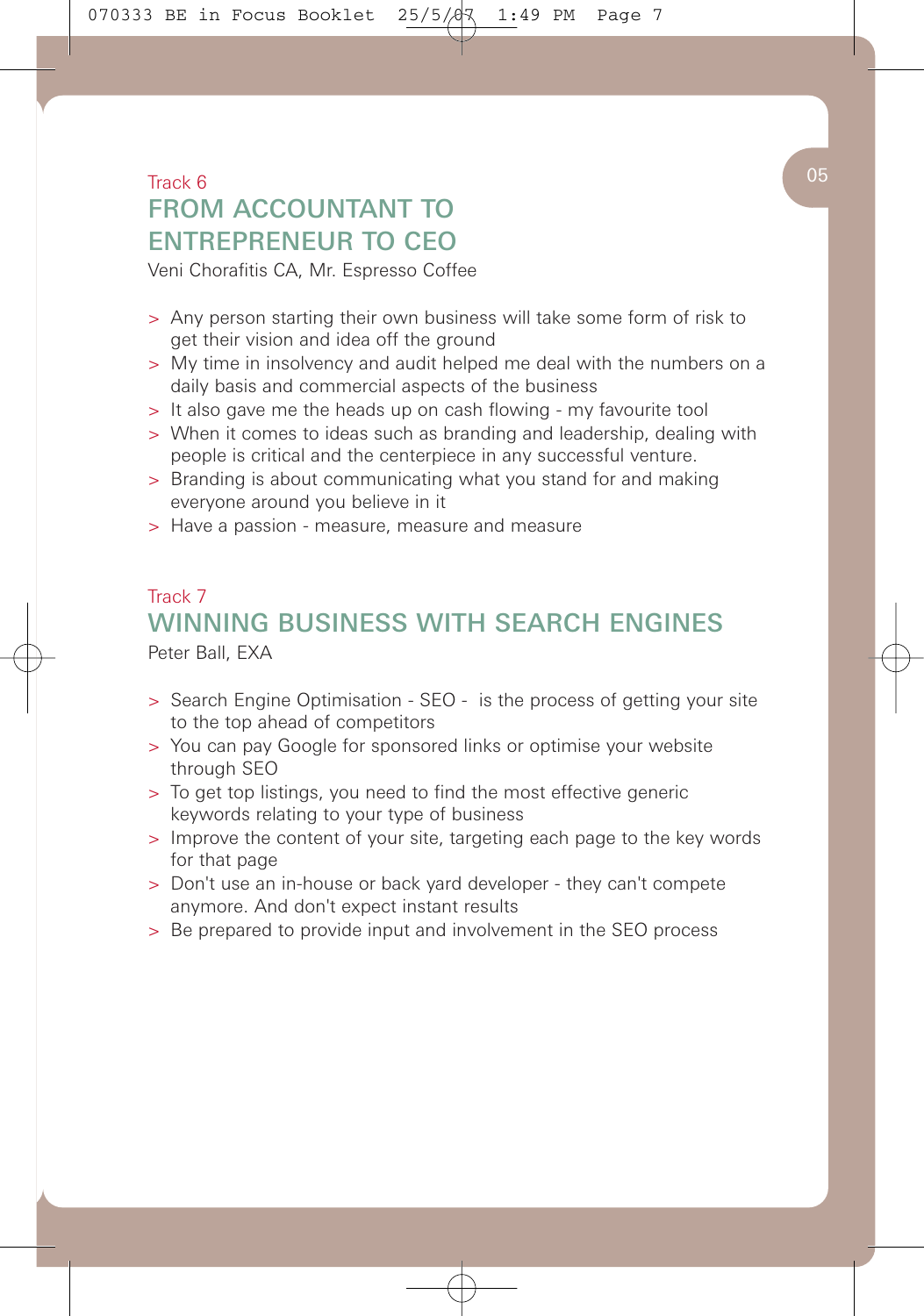Track 6

## FROM ACCOUNTANT TO ENTREPRENEUR TO CEO

Veni Chorafitis CA, Mr. Espresso Coffee

- Any person starting their own business will take some form of risk to get their vision and idea off the ground
- My time in insolvency and audit helped me deal with the numbers on a daily basis and commercial aspects of the business
- It also gave me the heads up on cash flowing - my favourite tool
- When it comes to ideas such as branding and leadership, dealing with people is critical and the centerpiece in any successful venture.
- Branding is about communicating what you stand for and making everyone around you believe in it
- Have a passion - measure, measure and measure

Track 7

## WINNING BUSINESS WITH SEARCH ENGINES

Peter Ball, EXA

- Search Engine Optimisation - SEO - is the process of getting your site to the top ahead of competitors
- You can pay Google for sponsored links or optimise your website through SEO
- To get top listings, you need to find the most effective generic keywords relating to your type of business
- Improve the content of your site, targeting each page to the key words for that page
- Don't use an in-house or back yard developer - they can't compete anymore. And don't expect instant results
- Be prepared to provide input and involvement in the SEO process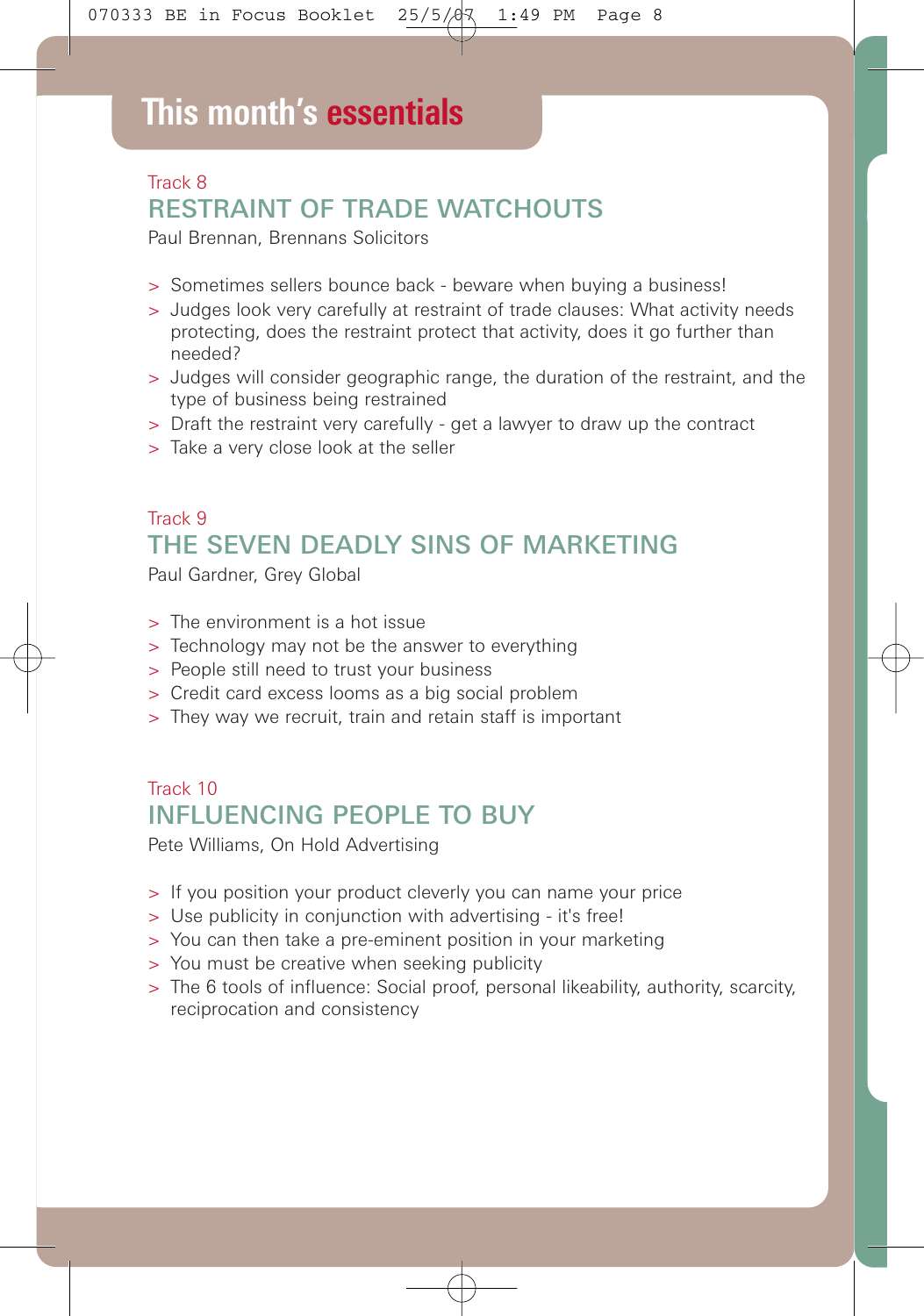# This month's essentials

Track 8

## RESTRAINT OF TRADE WATCHOUTS

Paul Brennan, Brennans Solicitors

- Sometimes sellers bounce back - beware when buying a business!
- Judges look very carefully at restraint of trade clauses: What activity needs protecting, does the restraint protect that activity, does it go further than needed?
- Judges will consider geographic range, the duration of the restraint, and the type of business being restrained
- Draft the restraint very carefully - get a lawyer to draw up the contract
- Take a very close look at the seller

Track 9

## THE SEVEN DEADLY SINS OF MARKETING

Paul Gardner, Grey Global

- The environment is a hot issue
- Technology may not be the answer to everything
- People still need to trust your business
- Credit card excess looms as a big social problem
- They way we recruit, train and retain staff is important

Track 10

## INFLUENCING PEOPLE TO BUY

Pete Williams, On Hold Advertising

- If you position your product cleverly you can name your price
- Use publicity in conjunction with advertising - it's free!
- You can then take a pre-eminent position in your marketing
- You must be creative when seeking publicity
- The 6 tools of influence: Social proof, personal likeability, authority, scarcity, reciprocation and consistency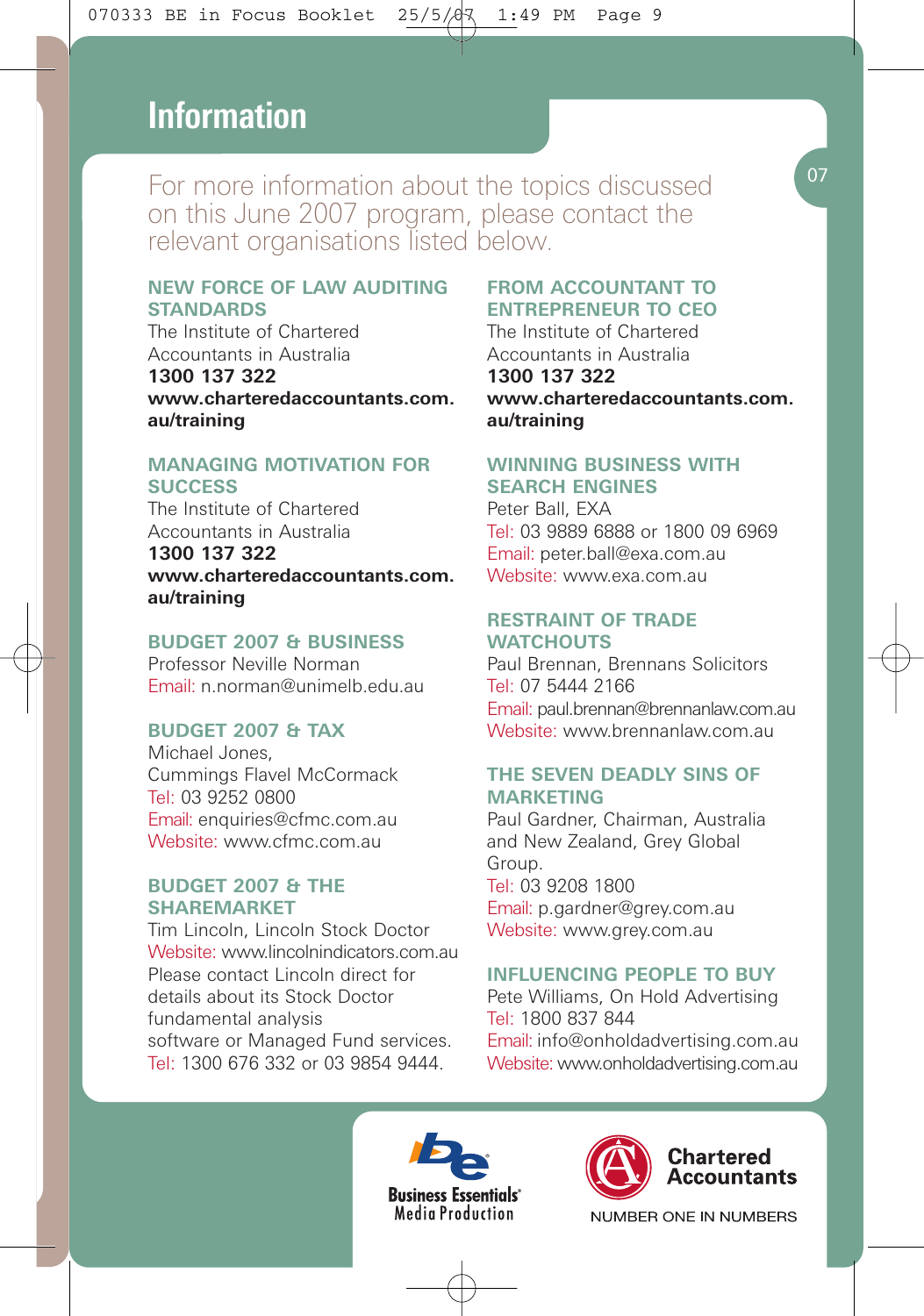# Information

For more information about the topics discussed on this June 2007 program, please contact the relevant organisations listed below.

### NEW FORCE OF LAW AUDITING STANDARDS

The Institute of Chartered Accountants in Australia
**1300 137 322**
**www.charteredaccountants.com.au/training**

### MANAGING MOTIVATION FOR SUCCESS

The Institute of Chartered Accountants in Australia
**1300 137 322**
**www.charteredaccountants.com.au/training**

### BUDGET 2007 & BUSINESS

Professor Neville Norman
Email: n.norman@unimelb.edu.au

### BUDGET 2007 & TAX

Michael Jones,
Cummings Flavel McCormack
Tel: 03 9252 0800
Email: enquiries@cfmc.com.au
Website: www.cfmc.com.au

### BUDGET 2007 & THE SHAREMARKET

Tim Lincoln, Lincoln Stock Doctor
Website: www.lincolnindicators.com.au
Please contact Lincoln direct for details about its Stock Doctor fundamental analysis software or Managed Fund services.
Tel: 1300 676 332 or 03 9854 9444.

### FROM ACCOUNTANT TO ENTREPRENEUR TO CEO

The Institute of Chartered Accountants in Australia
**1300 137 322**
**www.charteredaccountants.com.au/training**

### WINNING BUSINESS WITH SEARCH ENGINES

Peter Ball, EXA
Tel: 03 9889 6888 or 1800 09 6969
Email: peter.ball@exa.com.au
Website: www.exa.com.au

### RESTRAINT OF TRADE WATCHOUTS

Paul Brennan, Brennans Solicitors
Tel: 07 5444 2166
Email: paul.brennan@brennanlaw.com.au
Website: www.brennanlaw.com.au

### THE SEVEN DEADLY SINS OF MARKETING

Paul Gardner, Chairman, Australia and New Zealand, Grey Global Group.
Tel: 03 9208 1800
Email: p.gardner@grey.com.au
Website: www.grey.com.au

### INFLUENCING PEOPLE TO BUY

Pete Williams, On Hold Advertising
Tel: 1800 837 844
Email: info@onholdadvertising.com.au
Website: www.onholdadvertising.com.au

Business Essentials® Media Production

Chartered Accountants
NUMBER ONE IN NUMBERS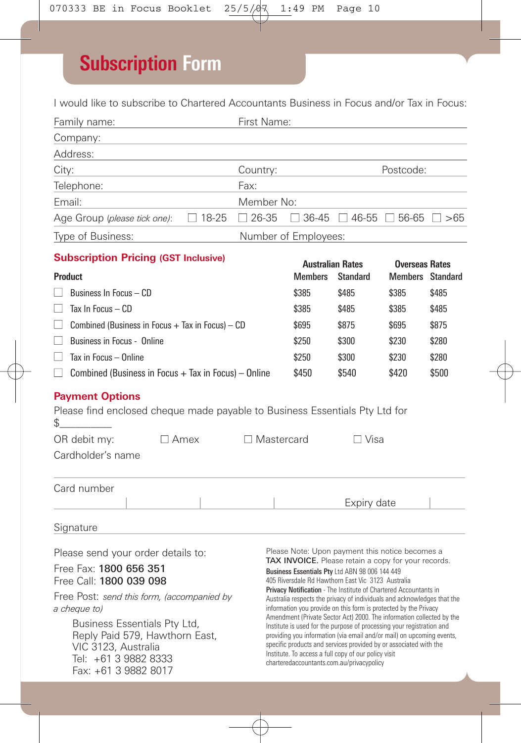# Subscription Form

I would like to subscribe to Chartered Accountants Business in Focus and/or Tax in Focus:

Family name: First Name:

Company:

Address:

City: Country: Postcode:

Telephone: Fax:

Email: Member No:

Age Group (*please tick one*): ☐ 18-25 ☐ 26-35 ☐ 36-45 ☐ 46-55 ☐ 56-65 ☐ >65

Type of Business: Number of Employees:

## Subscription Pricing (GST Inclusive)

| Product | Australian Rates | | Overseas Rates | |
|---|---|---|---|---|
| | Members | Standard | Members | Standard |
| ☐ Business In Focus – CD | $385 | $485 | $385 | $485 |
| ☐ Tax In Focus – CD | $385 | $485 | $385 | $485 |
| ☐ Combined (Business in Focus + Tax in Focus) – CD | $695 | $875 | $695 | $875 |
| ☐ Business in Focus - Online | $250 | $300 | $230 | $280 |
| ☐ Tax in Focus – Online | $250 | $300 | $230 | $280 |
| ☐ Combined (Business in Focus + Tax in Focus) – Online | $450 | $540 | $420 | $500 |

## Payment Options

Please find enclosed cheque made payable to Business Essentials Pty Ltd for $__________

OR debit my: ☐ Amex ☐ Mastercard ☐ Visa

Cardholder's name

Card number

Expiry date

Signature

Please send your order details to:

Free Fax: **1800 656 351**
Free Call: **1800 039 098**

Free Post: *send this form, (accompanied by a cheque to)*

Business Essentials Pty Ltd,
Reply Paid 579, Hawthorn East,
VIC 3123, Australia
Tel: +61 3 9882 8333
Fax: +61 3 9882 8017

Please Note: Upon payment this notice becomes a **TAX INVOICE.** Please retain a copy for your records.

**Business Essentials Pty** Ltd ABN 98 006 144 449
405 Riversdale Rd Hawthorn East Vic 3123 Australia

**Privacy Notification** - The Institute of Chartered Accountants in Australia respects the privacy of individuals and acknowledges that the information you provide on this form is protected by the Privacy Amendment (Private Sector Act) 2000. The information collected by the Institute is used for the purpose of processing your registration and providing you information (via email and/or mail) on upcoming events, specific products and services provided by or associated with the Institute. To access a full copy of our policy visit charteredaccountants.com.au/privacypolicy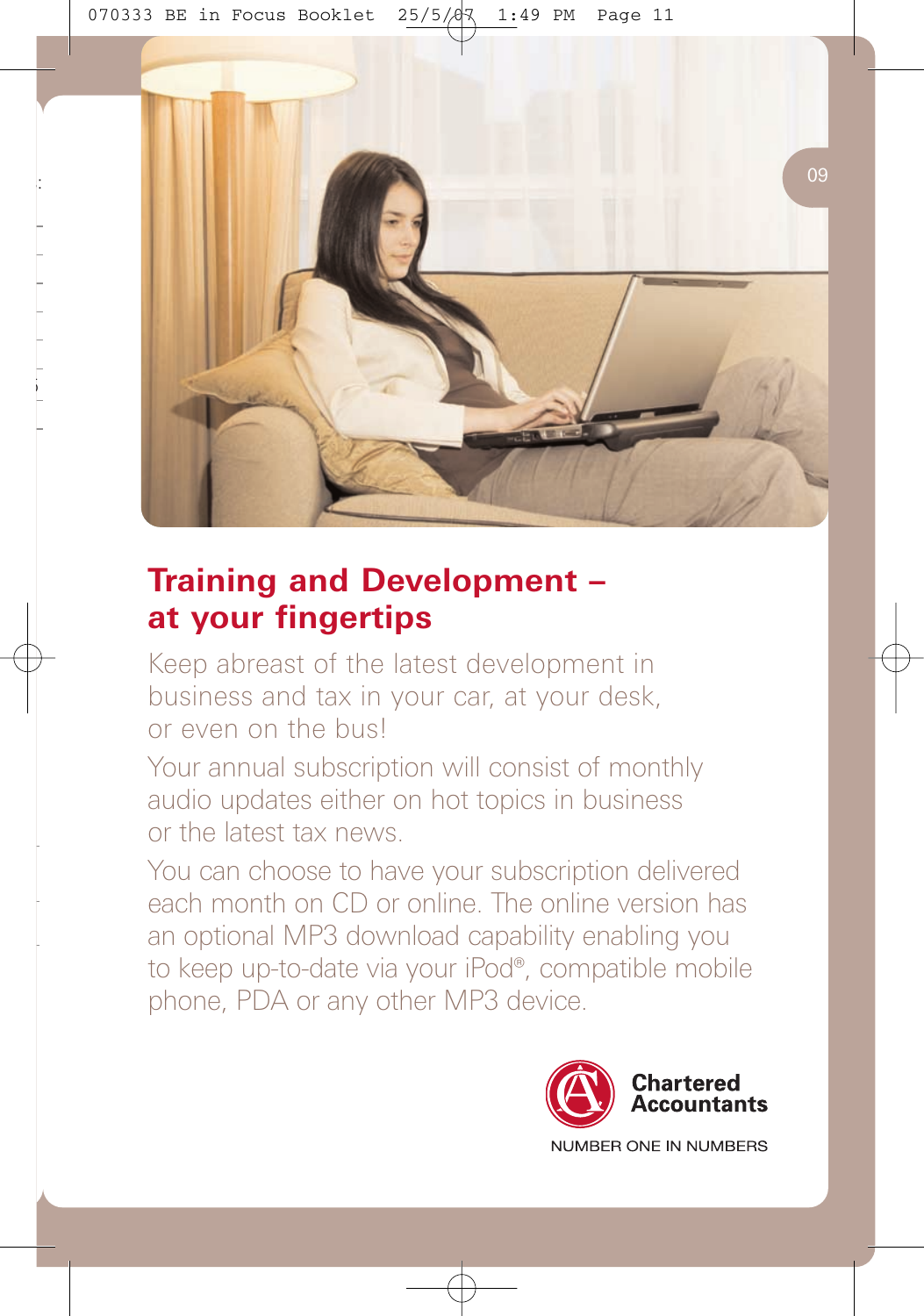## Training and Development – at your fingertips

Keep abreast of the latest development in business and tax in your car, at your desk, or even on the bus!

Your annual subscription will consist of monthly audio updates either on hot topics in business or the latest tax news.

You can choose to have your subscription delivered each month on CD or online. The online version has an optional MP3 download capability enabling you to keep up-to-date via your iPod®, compatible mobile phone, PDA or any other MP3 device.

**Chartered Accountants**

NUMBER ONE IN NUMBERS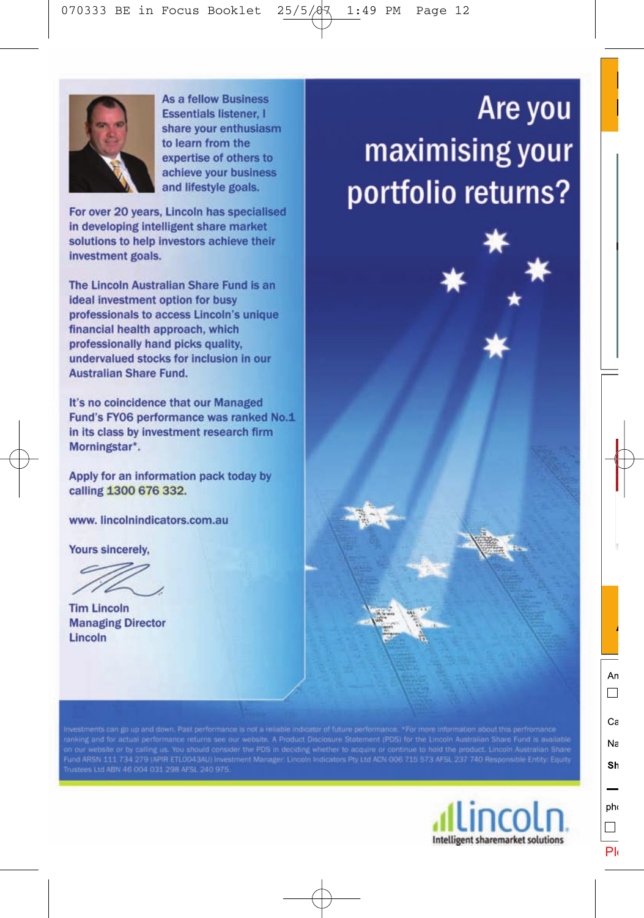As a fellow Business Essentials listener, I share your enthusiasm to learn from the expertise of others to achieve your business and lifestyle goals.

For over 20 years, Lincoln has specialised in developing intelligent share market solutions to help investors achieve their investment goals.

The Lincoln Australian Share Fund is an ideal investment option for busy professionals to access Lincoln's unique financial health approach, which professionally hand picks quality, undervalued stocks for inclusion in our Australian Share Fund.

It's no coincidence that our Managed Fund's FY06 performance was ranked No.1 in its class by investment research firm Morningstar*.

Apply for an information pack today by calling **1300 676 332**.

www. lincolnindicators.com.au

Yours sincerely,

Tim Lincoln
Managing Director
Lincoln

# Are you maximising your portfolio returns?

Investments can go up and down. Past performance is not a reliable indicator of future performance. *For more information about this perfromance ranking and for actual performance returns see our website. A Product Disclosure Statement (PDS) for the Lincoln Australian Share Fund is available on our website or by calling us. You should consider the PDS in deciding whether to acquire or continue to hold the product. Lincoln Australian Share Fund ARSN 111 734 279 (APIR ETL0043AU) Investment Manager: Lincoln Indicators Pty Ltd ACN 006 715 573 AFSL 237 740 Responsible Entity: Equity Trustees Ltd ABN 46 004 031 298 AFSL 240 975.

lincoln
Intelligent sharemarket solutions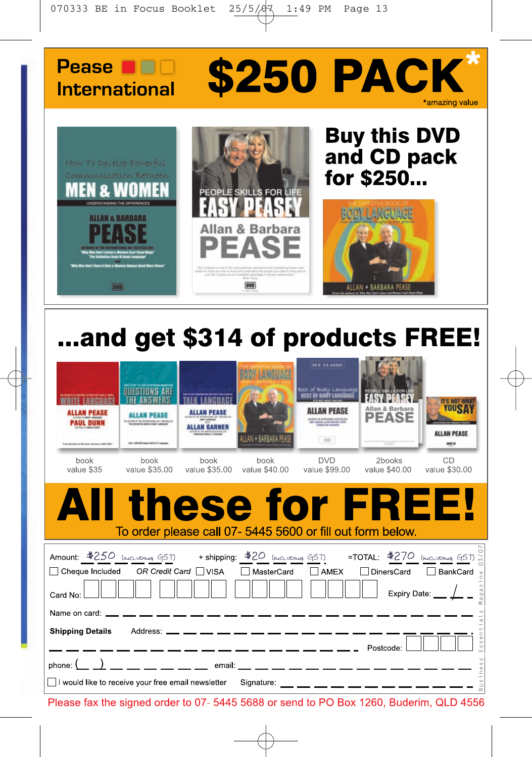# Pease International

# $250 PACK*

*amazing value

## Buy this DVD and CD pack for $250...

## ...and get $314 of products FREE!

| | | | | | | |
|---|---|---|---|---|---|---|
| book value $35 | book value $35.00 | book value $35.00 | book value $40.00 | DVD value $99.00 | 2books value $40.00 | CD value $30.00 |

# All these for FREE!

To order please call 07- 5445 5600 or fill out form below.

Amount: $250 (including GST) + shipping: $20 (including GST) =TOTAL: $270 (including GST)

☐ Cheque Included *OR Credit Card* ☐ VISA ☐ MasterCard ☐ AMEX ☐ DinersCard ☐ BankCard

Card No: ☐☐☐☐ ☐☐☐☐ ☐☐☐☐ ☐☐☐☐ Expiry Date: __ / __

Name on card: ______________________________

**Shipping Details** Address: ______________________________

______________________________ Postcode: ☐☐☐☐

phone: (__) __________ email: ______________________________

☐ I would like to receive your free email newsletter Signature: ______________________________

Please fax the signed order to 07- 5445 5688 or send to PO Box 1260, Buderim, QLD 4556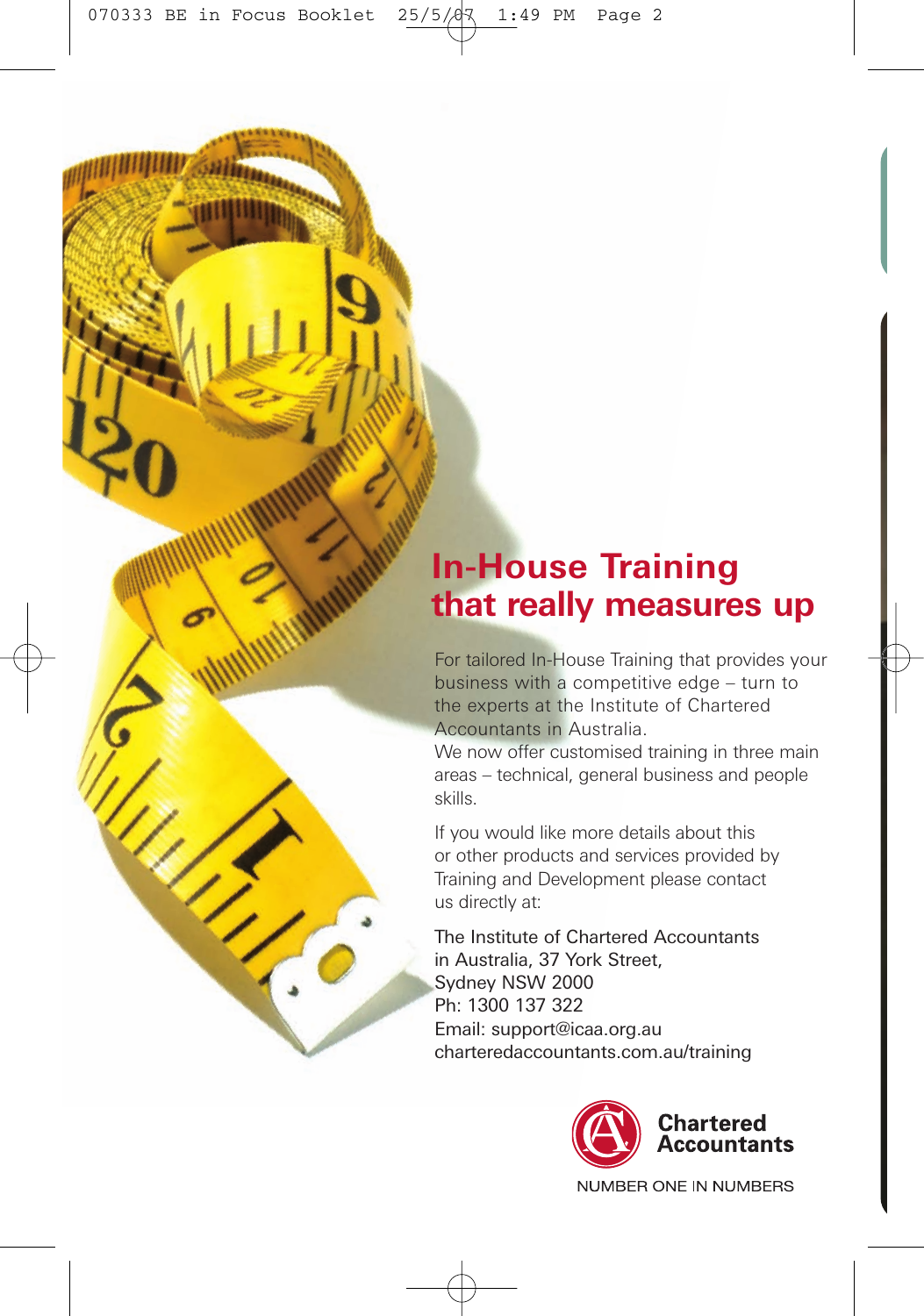# In-House Training that really measures up

For tailored In-House Training that provides your business with a competitive edge – turn to the experts at the Institute of Chartered Accountants in Australia.
We now offer customised training in three main areas – technical, general business and people skills.

If you would like more details about this or other products and services provided by Training and Development please contact us directly at:

The Institute of Chartered Accountants in Australia, 37 York Street, Sydney NSW 2000
Ph: 1300 137 322
Email: support@icaa.org.au
charteredaccountants.com.au/training

**Chartered Accountants**

NUMBER ONE IN NUMBERS